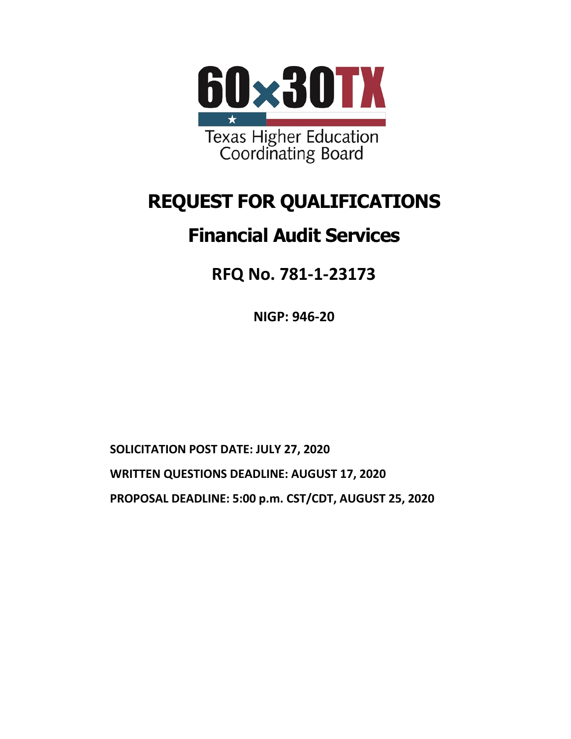60x30TX

Texas Higher Education Coordinating Board

# REQUEST FOR QUALIFICATIONS

## Financial Audit Services

### RFQ No. 781-1-23173

**NIGP: 946-20**

**SOLICITATION POST DATE: JULY 27, 2020**

**WRITTEN QUESTIONS DEADLINE: AUGUST 17, 2020**

**PROPOSAL DEADLINE: 5:00 p.m. CST/CDT, AUGUST 25, 2020**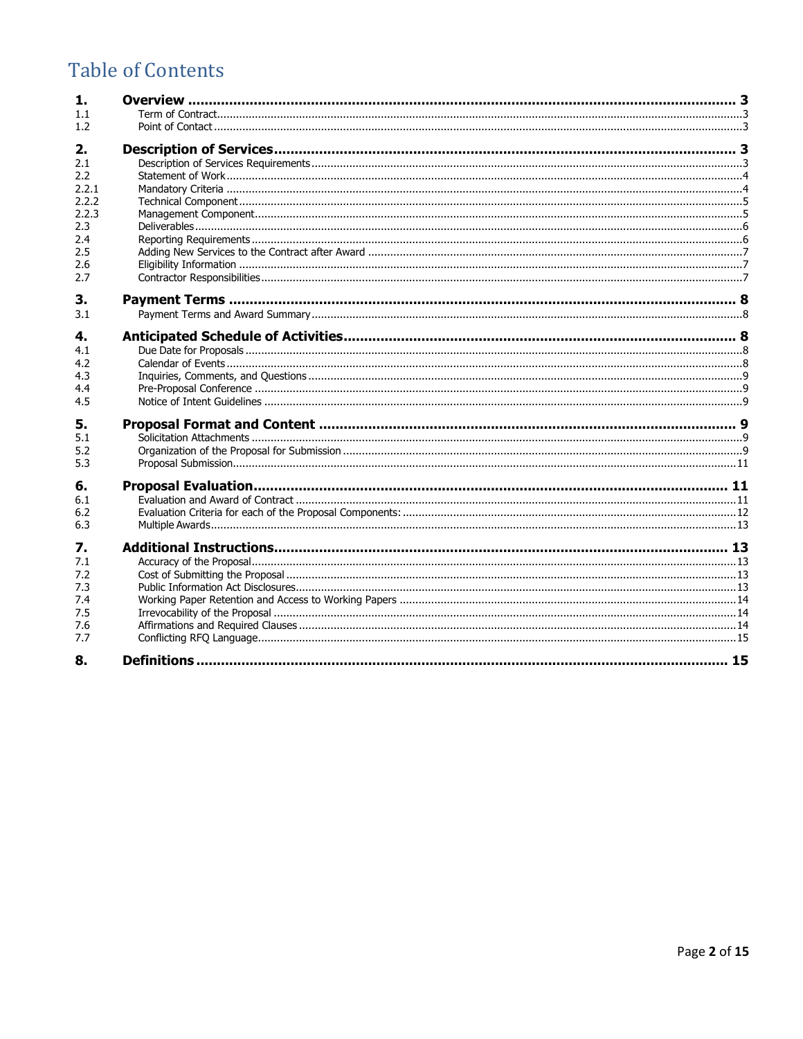# Table of Contents

| | | |
|---|---|---|
| **1.** | **Overview** | **3** |
| 1.1 | Term of Contract | 3 |
| 1.2 | Point of Contact | 3 |
| **2.** | **Description of Services** | **3** |
| 2.1 | Description of Services Requirements | 3 |
| 2.2 | Statement of Work | 4 |
| 2.2.1 | Mandatory Criteria | 4 |
| 2.2.2 | Technical Component | 5 |
| 2.2.3 | Management Component | 5 |
| 2.3 | Deliverables | 6 |
| 2.4 | Reporting Requirements | 6 |
| 2.5 | Adding New Services to the Contract after Award | 7 |
| 2.6 | Eligibility Information | 7 |
| 2.7 | Contractor Responsibilities | 7 |
| **3.** | **Payment Terms** | **8** |
| 3.1 | Payment Terms and Award Summary | 8 |
| **4.** | **Anticipated Schedule of Activities** | **8** |
| 4.1 | Due Date for Proposals | 8 |
| 4.2 | Calendar of Events | 8 |
| 4.3 | Inquiries, Comments, and Questions | 9 |
| 4.4 | Pre-Proposal Conference | 9 |
| 4.5 | Notice of Intent Guidelines | 9 |
| **5.** | **Proposal Format and Content** | **9** |
| 5.1 | Solicitation Attachments | 9 |
| 5.2 | Organization of the Proposal for Submission | 9 |
| 5.3 | Proposal Submission | 11 |
| **6.** | **Proposal Evaluation** | **11** |
| 6.1 | Evaluation and Award of Contract | 11 |
| 6.2 | Evaluation Criteria for each of the Proposal Components: | 12 |
| 6.3 | Multiple Awards | 13 |
| **7.** | **Additional Instructions** | **13** |
| 7.1 | Accuracy of the Proposal | 13 |
| 7.2 | Cost of Submitting the Proposal | 13 |
| 7.3 | Public Information Act Disclosures | 13 |
| 7.4 | Working Paper Retention and Access to Working Papers | 14 |
| 7.5 | Irrevocability of the Proposal | 14 |
| 7.6 | Affirmations and Required Clauses | 14 |
| 7.7 | Conflicting RFQ Language | 15 |
| **8.** | **Definitions** | **15** |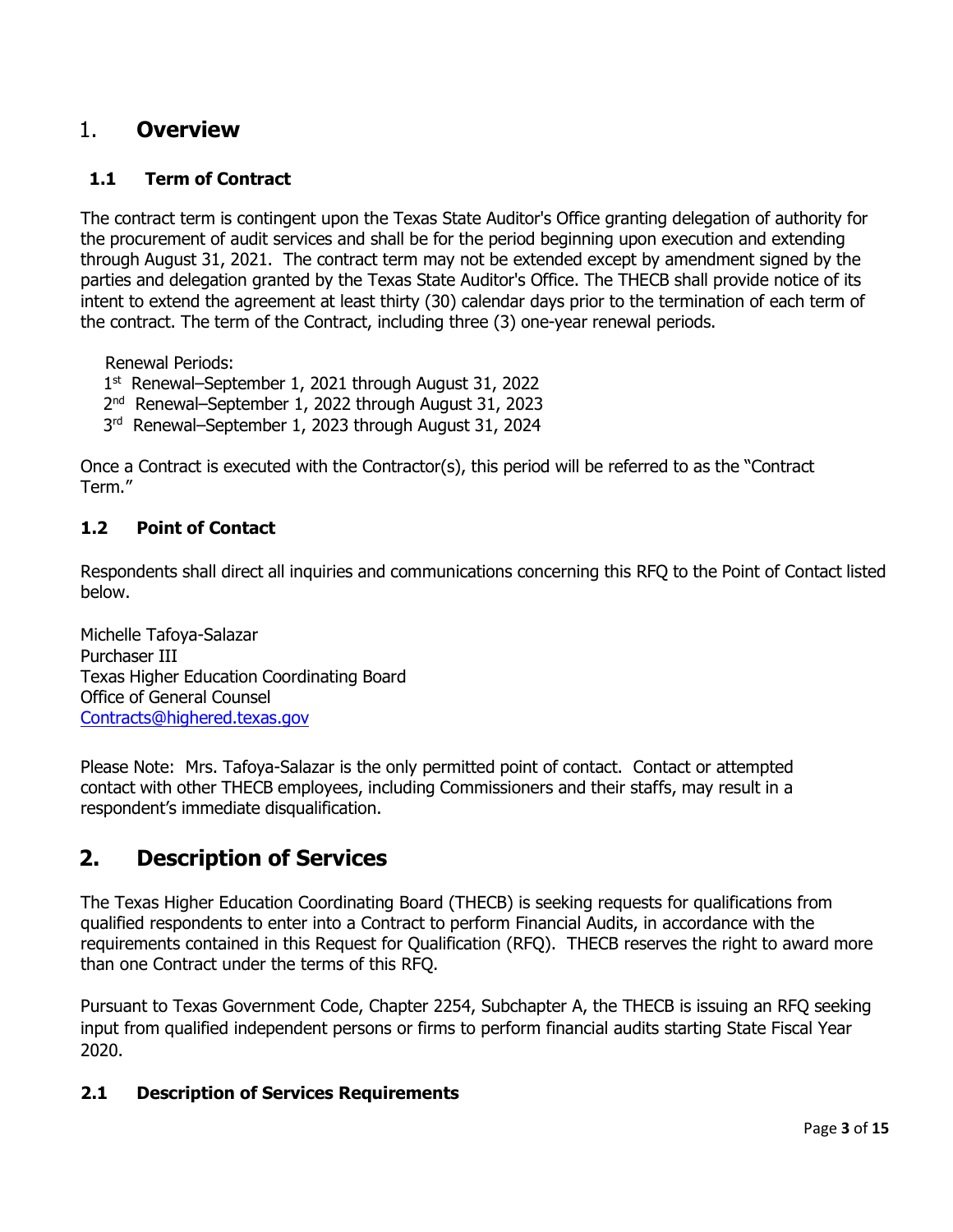# 1. Overview

### 1.1 Term of Contract

The contract term is contingent upon the Texas State Auditor's Office granting delegation of authority for the procurement of audit services and shall be for the period beginning upon execution and extending through August 31, 2021. The contract term may not be extended except by amendment signed by the parties and delegation granted by the Texas State Auditor's Office. The THECB shall provide notice of its intent to extend the agreement at least thirty (30) calendar days prior to the termination of each term of the contract. The term of the Contract, including three (3) one-year renewal periods.

Renewal Periods:
1st Renewal–September 1, 2021 through August 31, 2022
2nd Renewal–September 1, 2022 through August 31, 2023
3rd Renewal–September 1, 2023 through August 31, 2024

Once a Contract is executed with the Contractor(s), this period will be referred to as the "Contract Term."

### 1.2 Point of Contact

Respondents shall direct all inquiries and communications concerning this RFQ to the Point of Contact listed below.

Michelle Tafoya-Salazar
Purchaser III
Texas Higher Education Coordinating Board
Office of General Counsel
Contracts@highered.texas.gov

Please Note: Mrs. Tafoya-Salazar is the only permitted point of contact. Contact or attempted contact with other THECB employees, including Commissioners and their staffs, may result in a respondent's immediate disqualification.

# 2. Description of Services

The Texas Higher Education Coordinating Board (THECB) is seeking requests for qualifications from qualified respondents to enter into a Contract to perform Financial Audits, in accordance with the requirements contained in this Request for Qualification (RFQ). THECB reserves the right to award more than one Contract under the terms of this RFQ.

Pursuant to Texas Government Code, Chapter 2254, Subchapter A, the THECB is issuing an RFQ seeking input from qualified independent persons or firms to perform financial audits starting State Fiscal Year 2020.

### 2.1 Description of Services Requirements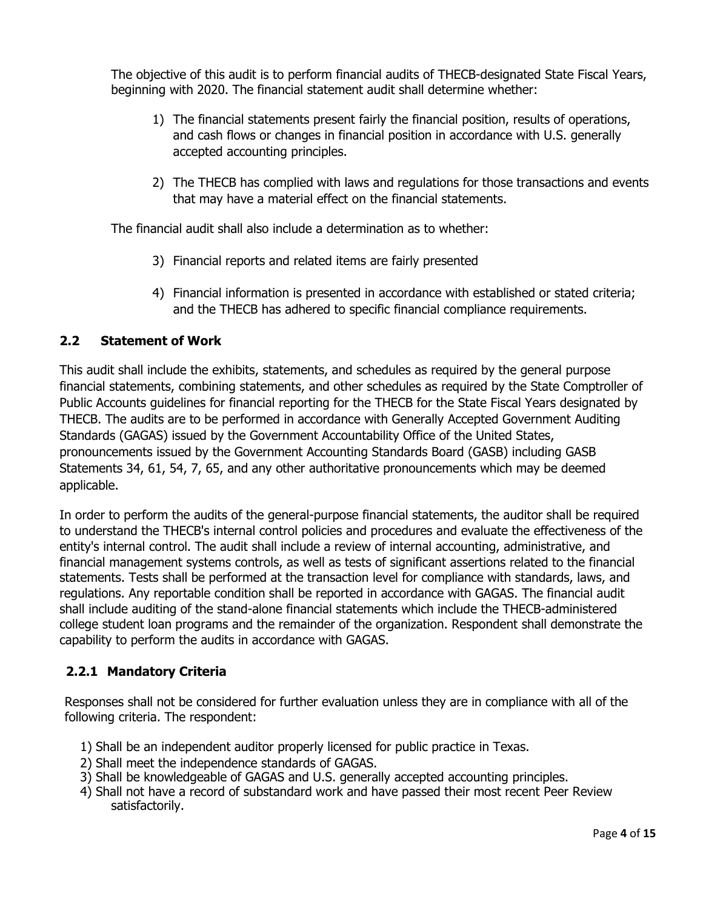The objective of this audit is to perform financial audits of THECB-designated State Fiscal Years, beginning with 2020. The financial statement audit shall determine whether:

1) The financial statements present fairly the financial position, results of operations, and cash flows or changes in financial position in accordance with U.S. generally accepted accounting principles.

2) The THECB has complied with laws and regulations for those transactions and events that may have a material effect on the financial statements.

The financial audit shall also include a determination as to whether:

3) Financial reports and related items are fairly presented

4) Financial information is presented in accordance with established or stated criteria; and the THECB has adhered to specific financial compliance requirements.

## 2.2 Statement of Work

This audit shall include the exhibits, statements, and schedules as required by the general purpose financial statements, combining statements, and other schedules as required by the State Comptroller of Public Accounts guidelines for financial reporting for the THECB for the State Fiscal Years designated by THECB. The audits are to be performed in accordance with Generally Accepted Government Auditing Standards (GAGAS) issued by the Government Accountability Office of the United States, pronouncements issued by the Government Accounting Standards Board (GASB) including GASB Statements 34, 61, 54, 7, 65, and any other authoritative pronouncements which may be deemed applicable.

In order to perform the audits of the general-purpose financial statements, the auditor shall be required to understand the THECB's internal control policies and procedures and evaluate the effectiveness of the entity's internal control. The audit shall include a review of internal accounting, administrative, and financial management systems controls, as well as tests of significant assertions related to the financial statements. Tests shall be performed at the transaction level for compliance with standards, laws, and regulations. Any reportable condition shall be reported in accordance with GAGAS. The financial audit shall include auditing of the stand-alone financial statements which include the THECB-administered college student loan programs and the remainder of the organization. Respondent shall demonstrate the capability to perform the audits in accordance with GAGAS.

### 2.2.1 Mandatory Criteria

Responses shall not be considered for further evaluation unless they are in compliance with all of the following criteria. The respondent:

1) Shall be an independent auditor properly licensed for public practice in Texas.
2) Shall meet the independence standards of GAGAS.
3) Shall be knowledgeable of GAGAS and U.S. generally accepted accounting principles.
4) Shall not have a record of substandard work and have passed their most recent Peer Review satisfactorily.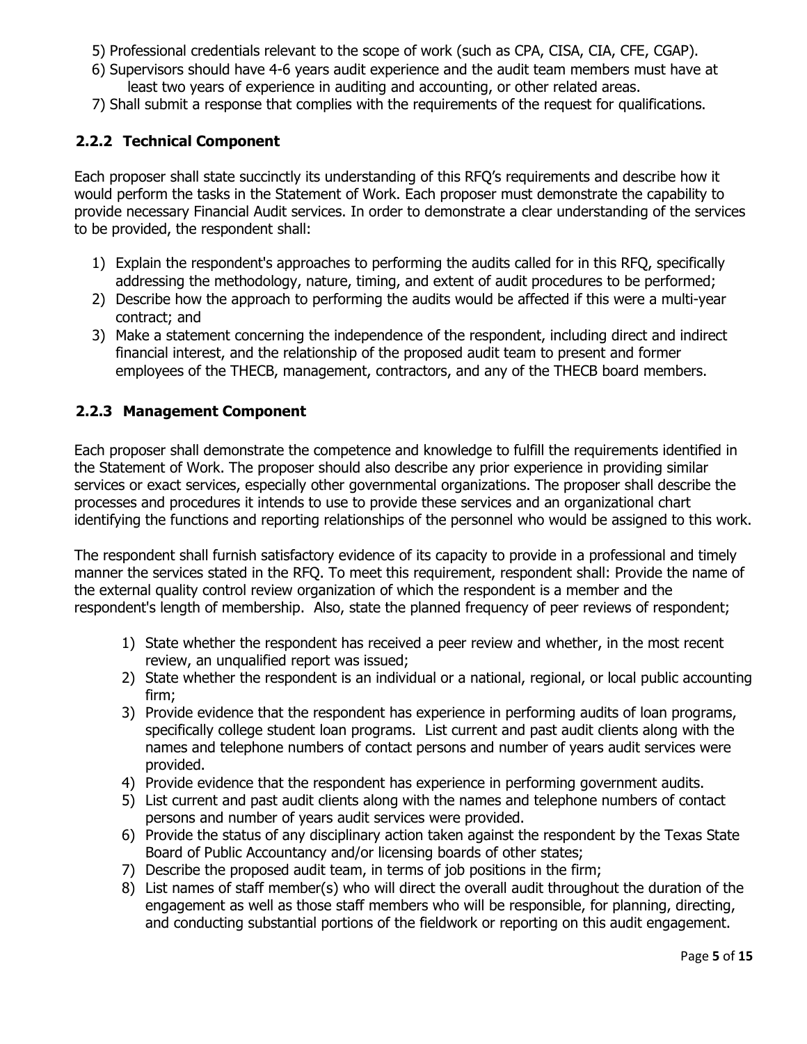5) Professional credentials relevant to the scope of work (such as CPA, CISA, CIA, CFE, CGAP).
6) Supervisors should have 4-6 years audit experience and the audit team members must have at least two years of experience in auditing and accounting, or other related areas.
7) Shall submit a response that complies with the requirements of the request for qualifications.

### 2.2.2 Technical Component

Each proposer shall state succinctly its understanding of this RFQ's requirements and describe how it would perform the tasks in the Statement of Work. Each proposer must demonstrate the capability to provide necessary Financial Audit services. In order to demonstrate a clear understanding of the services to be provided, the respondent shall:

1) Explain the respondent's approaches to performing the audits called for in this RFQ, specifically addressing the methodology, nature, timing, and extent of audit procedures to be performed;
2) Describe how the approach to performing the audits would be affected if this were a multi-year contract; and
3) Make a statement concerning the independence of the respondent, including direct and indirect financial interest, and the relationship of the proposed audit team to present and former employees of the THECB, management, contractors, and any of the THECB board members.

### 2.2.3 Management Component

Each proposer shall demonstrate the competence and knowledge to fulfill the requirements identified in the Statement of Work. The proposer should also describe any prior experience in providing similar services or exact services, especially other governmental organizations. The proposer shall describe the processes and procedures it intends to use to provide these services and an organizational chart identifying the functions and reporting relationships of the personnel who would be assigned to this work.

The respondent shall furnish satisfactory evidence of its capacity to provide in a professional and timely manner the services stated in the RFQ. To meet this requirement, respondent shall: Provide the name of the external quality control review organization of which the respondent is a member and the respondent's length of membership. Also, state the planned frequency of peer reviews of respondent;

1) State whether the respondent has received a peer review and whether, in the most recent review, an unqualified report was issued;
2) State whether the respondent is an individual or a national, regional, or local public accounting firm;
3) Provide evidence that the respondent has experience in performing audits of loan programs, specifically college student loan programs. List current and past audit clients along with the names and telephone numbers of contact persons and number of years audit services were provided.
4) Provide evidence that the respondent has experience in performing government audits.
5) List current and past audit clients along with the names and telephone numbers of contact persons and number of years audit services were provided.
6) Provide the status of any disciplinary action taken against the respondent by the Texas State Board of Public Accountancy and/or licensing boards of other states;
7) Describe the proposed audit team, in terms of job positions in the firm;
8) List names of staff member(s) who will direct the overall audit throughout the duration of the engagement as well as those staff members who will be responsible, for planning, directing, and conducting substantial portions of the fieldwork or reporting on this audit engagement.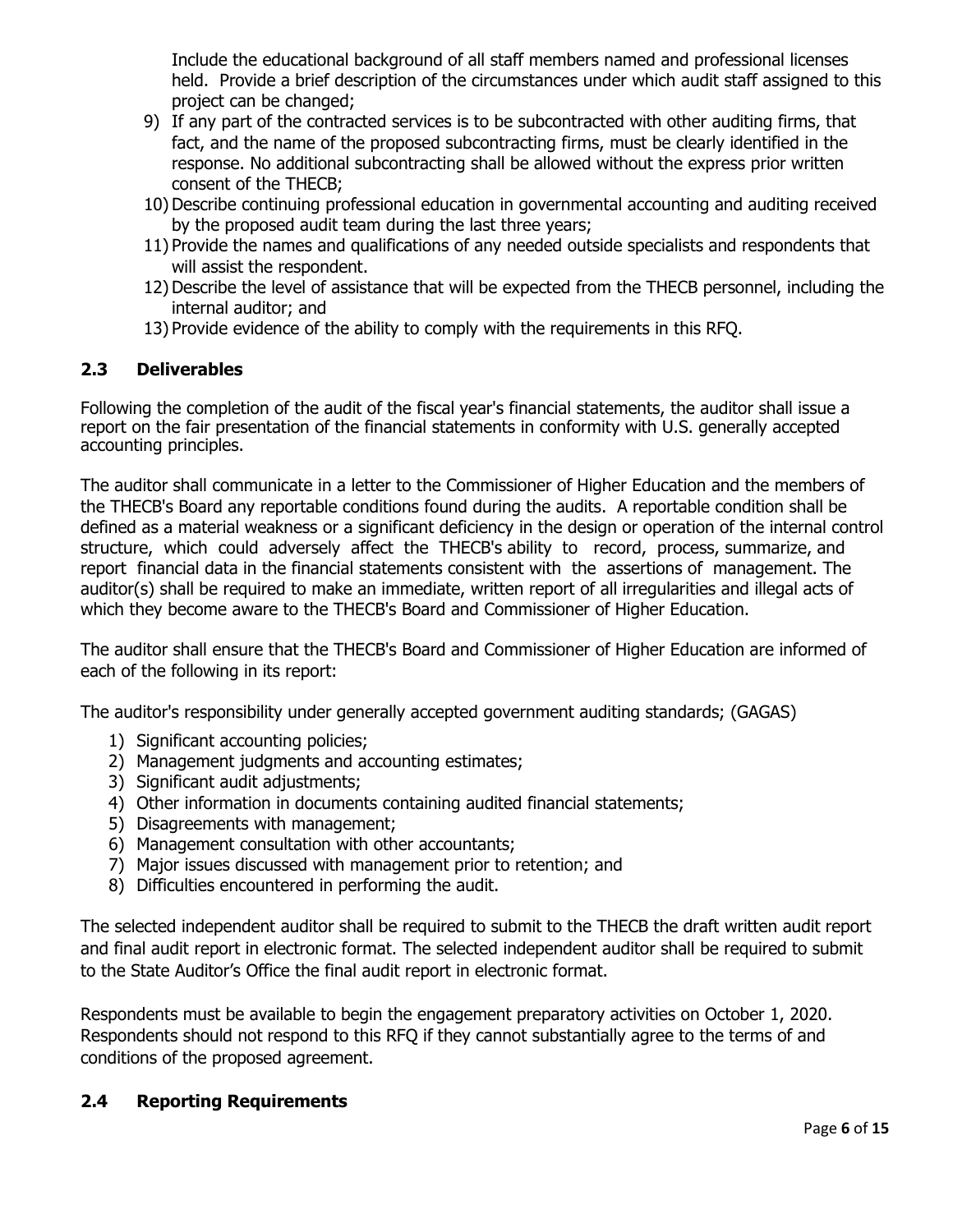Include the educational background of all staff members named and professional licenses held. Provide a brief description of the circumstances under which audit staff assigned to this project can be changed;

9) If any part of the contracted services is to be subcontracted with other auditing firms, that fact, and the name of the proposed subcontracting firms, must be clearly identified in the response. No additional subcontracting shall be allowed without the express prior written consent of the THECB;
10) Describe continuing professional education in governmental accounting and auditing received by the proposed audit team during the last three years;
11) Provide the names and qualifications of any needed outside specialists and respondents that will assist the respondent.
12) Describe the level of assistance that will be expected from the THECB personnel, including the internal auditor; and
13) Provide evidence of the ability to comply with the requirements in this RFQ.

## 2.3 Deliverables

Following the completion of the audit of the fiscal year's financial statements, the auditor shall issue a report on the fair presentation of the financial statements in conformity with U.S. generally accepted accounting principles.

The auditor shall communicate in a letter to the Commissioner of Higher Education and the members of the THECB's Board any reportable conditions found during the audits. A reportable condition shall be defined as a material weakness or a significant deficiency in the design or operation of the internal control structure, which could adversely affect the THECB's ability to record, process, summarize, and report financial data in the financial statements consistent with the assertions of management. The auditor(s) shall be required to make an immediate, written report of all irregularities and illegal acts of which they become aware to the THECB's Board and Commissioner of Higher Education.

The auditor shall ensure that the THECB's Board and Commissioner of Higher Education are informed of each of the following in its report:

The auditor's responsibility under generally accepted government auditing standards; (GAGAS)

1) Significant accounting policies;
2) Management judgments and accounting estimates;
3) Significant audit adjustments;
4) Other information in documents containing audited financial statements;
5) Disagreements with management;
6) Management consultation with other accountants;
7) Major issues discussed with management prior to retention; and
8) Difficulties encountered in performing the audit.

The selected independent auditor shall be required to submit to the THECB the draft written audit report and final audit report in electronic format. The selected independent auditor shall be required to submit to the State Auditor's Office the final audit report in electronic format.

Respondents must be available to begin the engagement preparatory activities on October 1, 2020. Respondents should not respond to this RFQ if they cannot substantially agree to the terms of and conditions of the proposed agreement.

## 2.4 Reporting Requirements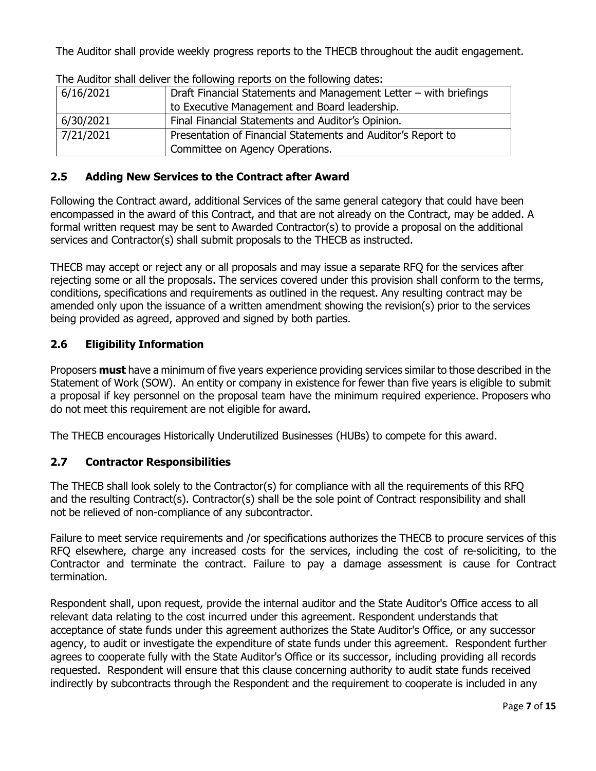The Auditor shall provide weekly progress reports to the THECB throughout the audit engagement.

The Auditor shall deliver the following reports on the following dates:

| Date | Report |
|---|---|
| 6/16/2021 | Draft Financial Statements and Management Letter – with briefings to Executive Management and Board leadership. |
| 6/30/2021 | Final Financial Statements and Auditor's Opinion. |
| 7/21/2021 | Presentation of Financial Statements and Auditor's Report to Committee on Agency Operations. |

## 2.5 Adding New Services to the Contract after Award

Following the Contract award, additional Services of the same general category that could have been encompassed in the award of this Contract, and that are not already on the Contract, may be added. A formal written request may be sent to Awarded Contractor(s) to provide a proposal on the additional services and Contractor(s) shall submit proposals to the THECB as instructed.

THECB may accept or reject any or all proposals and may issue a separate RFQ for the services after rejecting some or all the proposals. The services covered under this provision shall conform to the terms, conditions, specifications and requirements as outlined in the request. Any resulting contract may be amended only upon the issuance of a written amendment showing the revision(s) prior to the services being provided as agreed, approved and signed by both parties.

## 2.6 Eligibility Information

Proposers **must** have a minimum of five years experience providing services similar to those described in the Statement of Work (SOW). An entity or company in existence for fewer than five years is eligible to submit a proposal if key personnel on the proposal team have the minimum required experience. Proposers who do not meet this requirement are not eligible for award.

The THECB encourages Historically Underutilized Businesses (HUBs) to compete for this award.

## 2.7 Contractor Responsibilities

The THECB shall look solely to the Contractor(s) for compliance with all the requirements of this RFQ and the resulting Contract(s). Contractor(s) shall be the sole point of Contract responsibility and shall not be relieved of non-compliance of any subcontractor.

Failure to meet service requirements and /or specifications authorizes the THECB to procure services of this RFQ elsewhere, charge any increased costs for the services, including the cost of re-soliciting, to the Contractor and terminate the contract. Failure to pay a damage assessment is cause for Contract termination.

Respondent shall, upon request, provide the internal auditor and the State Auditor's Office access to all relevant data relating to the cost incurred under this agreement. Respondent understands that acceptance of state funds under this agreement authorizes the State Auditor's Office, or any successor agency, to audit or investigate the expenditure of state funds under this agreement. Respondent further agrees to cooperate fully with the State Auditor's Office or its successor, including providing all records requested. Respondent will ensure that this clause concerning authority to audit state funds received indirectly by subcontracts through the Respondent and the requirement to cooperate is included in any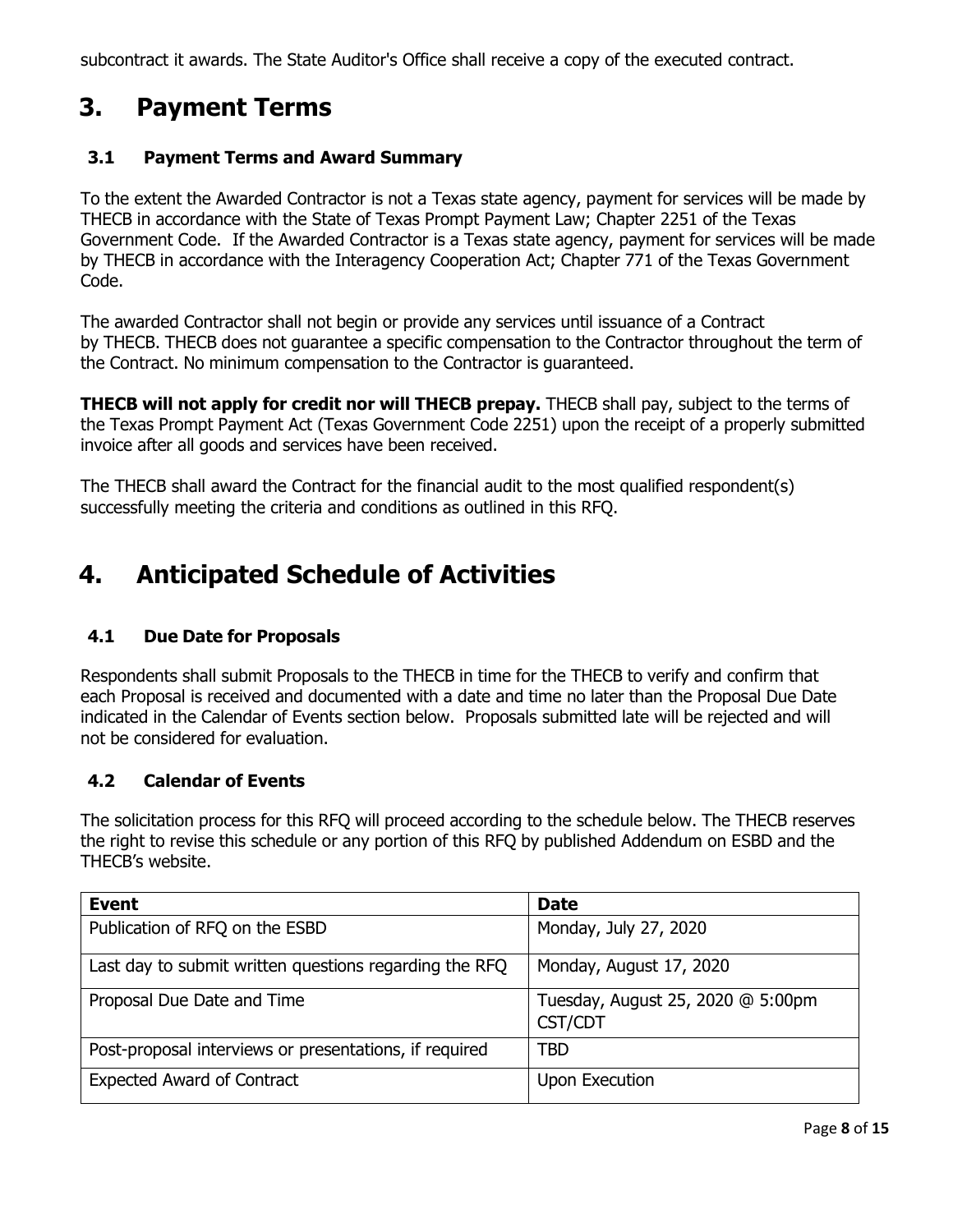subcontract it awards. The State Auditor's Office shall receive a copy of the executed contract.

# 3. Payment Terms

## 3.1 Payment Terms and Award Summary

To the extent the Awarded Contractor is not a Texas state agency, payment for services will be made by THECB in accordance with the State of Texas Prompt Payment Law; Chapter 2251 of the Texas Government Code. If the Awarded Contractor is a Texas state agency, payment for services will be made by THECB in accordance with the Interagency Cooperation Act; Chapter 771 of the Texas Government Code.

The awarded Contractor shall not begin or provide any services until issuance of a Contract by THECB. THECB does not guarantee a specific compensation to the Contractor throughout the term of the Contract. No minimum compensation to the Contractor is guaranteed.

**THECB will not apply for credit nor will THECB prepay.** THECB shall pay, subject to the terms of the Texas Prompt Payment Act (Texas Government Code 2251) upon the receipt of a properly submitted invoice after all goods and services have been received.

The THECB shall award the Contract for the financial audit to the most qualified respondent(s) successfully meeting the criteria and conditions as outlined in this RFQ.

# 4. Anticipated Schedule of Activities

## 4.1 Due Date for Proposals

Respondents shall submit Proposals to the THECB in time for the THECB to verify and confirm that each Proposal is received and documented with a date and time no later than the Proposal Due Date indicated in the Calendar of Events section below. Proposals submitted late will be rejected and will not be considered for evaluation.

## 4.2 Calendar of Events

The solicitation process for this RFQ will proceed according to the schedule below. The THECB reserves the right to revise this schedule or any portion of this RFQ by published Addendum on ESBD and the THECB's website.

| Event | Date |
|---|---|
| Publication of RFQ on the ESBD | Monday, July 27, 2020 |
| Last day to submit written questions regarding the RFQ | Monday, August 17, 2020 |
| Proposal Due Date and Time | Tuesday, August 25, 2020 @ 5:00pm CST/CDT |
| Post-proposal interviews or presentations, if required | TBD |
| Expected Award of Contract | Upon Execution |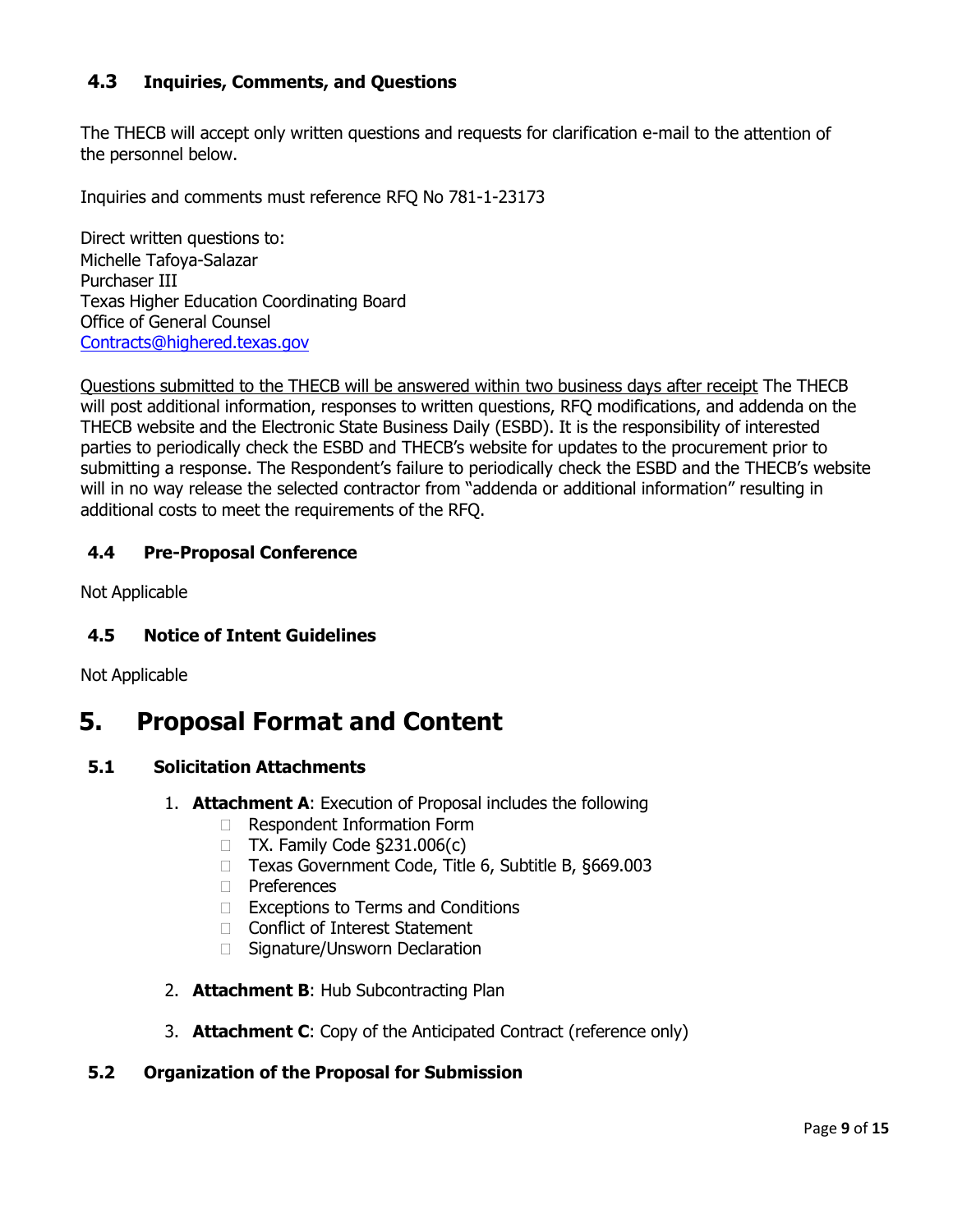### 4.3 Inquiries, Comments, and Questions

The THECB will accept only written questions and requests for clarification e-mail to the attention of the personnel below.

Inquiries and comments must reference RFQ No 781-1-23173

Direct written questions to:
Michelle Tafoya-Salazar
Purchaser III
Texas Higher Education Coordinating Board
Office of General Counsel
[Contracts@highered.texas.gov](mailto:Contracts@highered.texas.gov)

<u>Questions submitted to the THECB will be answered within two business days after receipt</u> The THECB will post additional information, responses to written questions, RFQ modifications, and addenda on the THECB website and the Electronic State Business Daily (ESBD). It is the responsibility of interested parties to periodically check the ESBD and THECB's website for updates to the procurement prior to submitting a response. The Respondent's failure to periodically check the ESBD and the THECB's website will in no way release the selected contractor from "addenda or additional information" resulting in additional costs to meet the requirements of the RFQ.

### 4.4 Pre-Proposal Conference

Not Applicable

### 4.5 Notice of Intent Guidelines

Not Applicable

## 5. Proposal Format and Content

### 5.1 Solicitation Attachments

1. **Attachment A**: Execution of Proposal includes the following
   - Respondent Information Form
   - TX. Family Code §231.006(c)
   - Texas Government Code, Title 6, Subtitle B, §669.003
   - Preferences
   - Exceptions to Terms and Conditions
   - Conflict of Interest Statement
   - Signature/Unsworn Declaration
2. **Attachment B**: Hub Subcontracting Plan
3. **Attachment C**: Copy of the Anticipated Contract (reference only)

### 5.2 Organization of the Proposal for Submission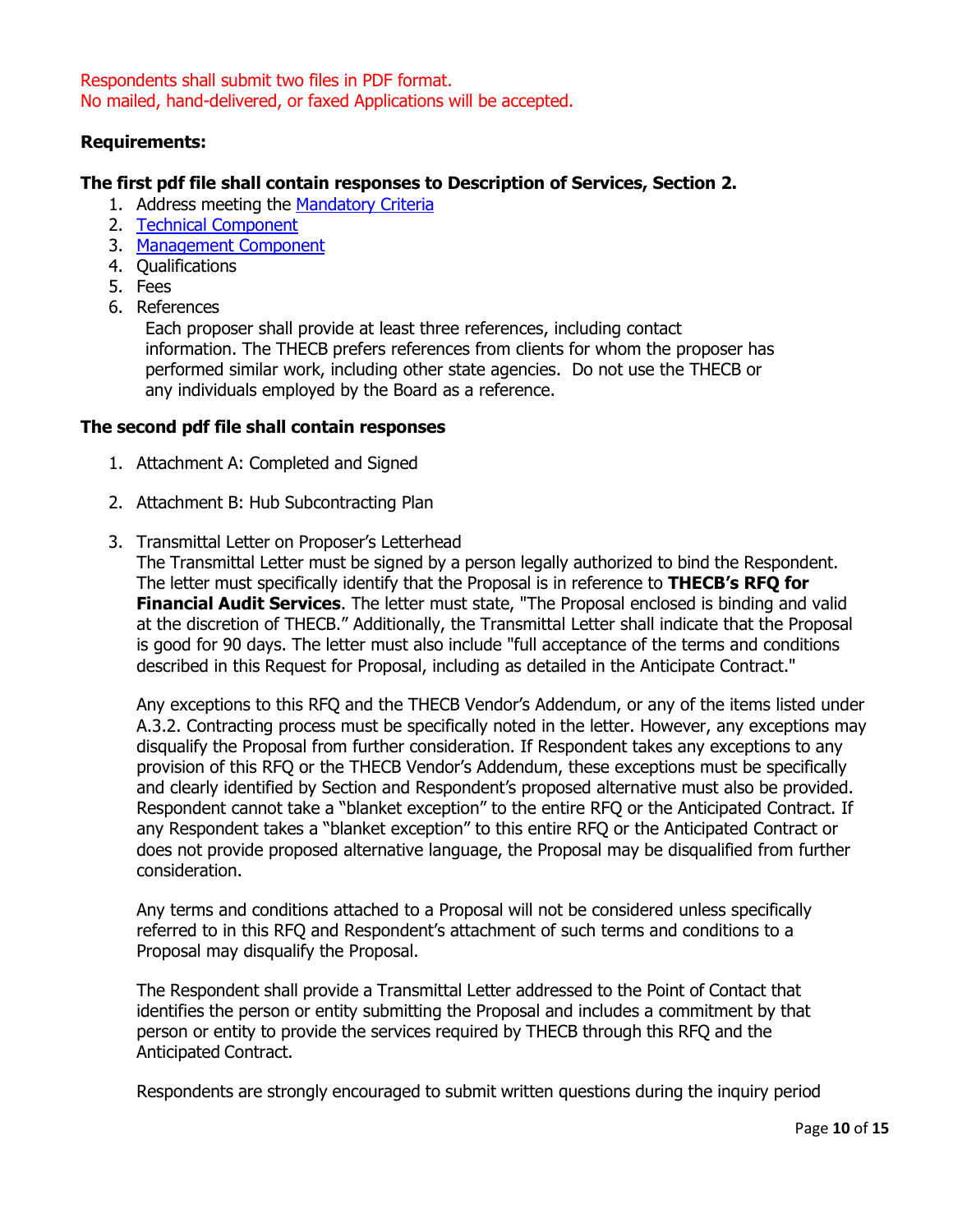Respondents shall submit two files in PDF format.
No mailed, hand-delivered, or faxed Applications will be accepted.

**Requirements:**

**The first pdf file shall contain responses to Description of Services, Section 2.**

1. Address meeting the Mandatory Criteria
2. Technical Component
3. Management Component
4. Qualifications
5. Fees
6. References

   Each proposer shall provide at least three references, including contact information. The THECB prefers references from clients for whom the proposer has performed similar work, including other state agencies. Do not use the THECB or any individuals employed by the Board as a reference.

**The second pdf file shall contain responses**

1. Attachment A: Completed and Signed

2. Attachment B: Hub Subcontracting Plan

3. Transmittal Letter on Proposer's Letterhead

   The Transmittal Letter must be signed by a person legally authorized to bind the Respondent. The letter must specifically identify that the Proposal is in reference to **THECB's RFQ for Financial Audit Services**. The letter must state, "The Proposal enclosed is binding and valid at the discretion of THECB." Additionally, the Transmittal Letter shall indicate that the Proposal is good for 90 days. The letter must also include "full acceptance of the terms and conditions described in this Request for Proposal, including as detailed in the Anticipate Contract."

   Any exceptions to this RFQ and the THECB Vendor's Addendum, or any of the items listed under A.3.2. Contracting process must be specifically noted in the letter. However, any exceptions may disqualify the Proposal from further consideration. If Respondent takes any exceptions to any provision of this RFQ or the THECB Vendor's Addendum, these exceptions must be specifically and clearly identified by Section and Respondent's proposed alternative must also be provided. Respondent cannot take a "blanket exception" to the entire RFQ or the Anticipated Contract. If any Respondent takes a "blanket exception" to this entire RFQ or the Anticipated Contract or does not provide proposed alternative language, the Proposal may be disqualified from further consideration.

   Any terms and conditions attached to a Proposal will not be considered unless specifically referred to in this RFQ and Respondent's attachment of such terms and conditions to a Proposal may disqualify the Proposal.

   The Respondent shall provide a Transmittal Letter addressed to the Point of Contact that identifies the person or entity submitting the Proposal and includes a commitment by that person or entity to provide the services required by THECB through this RFQ and the Anticipated Contract.

   Respondents are strongly encouraged to submit written questions during the inquiry period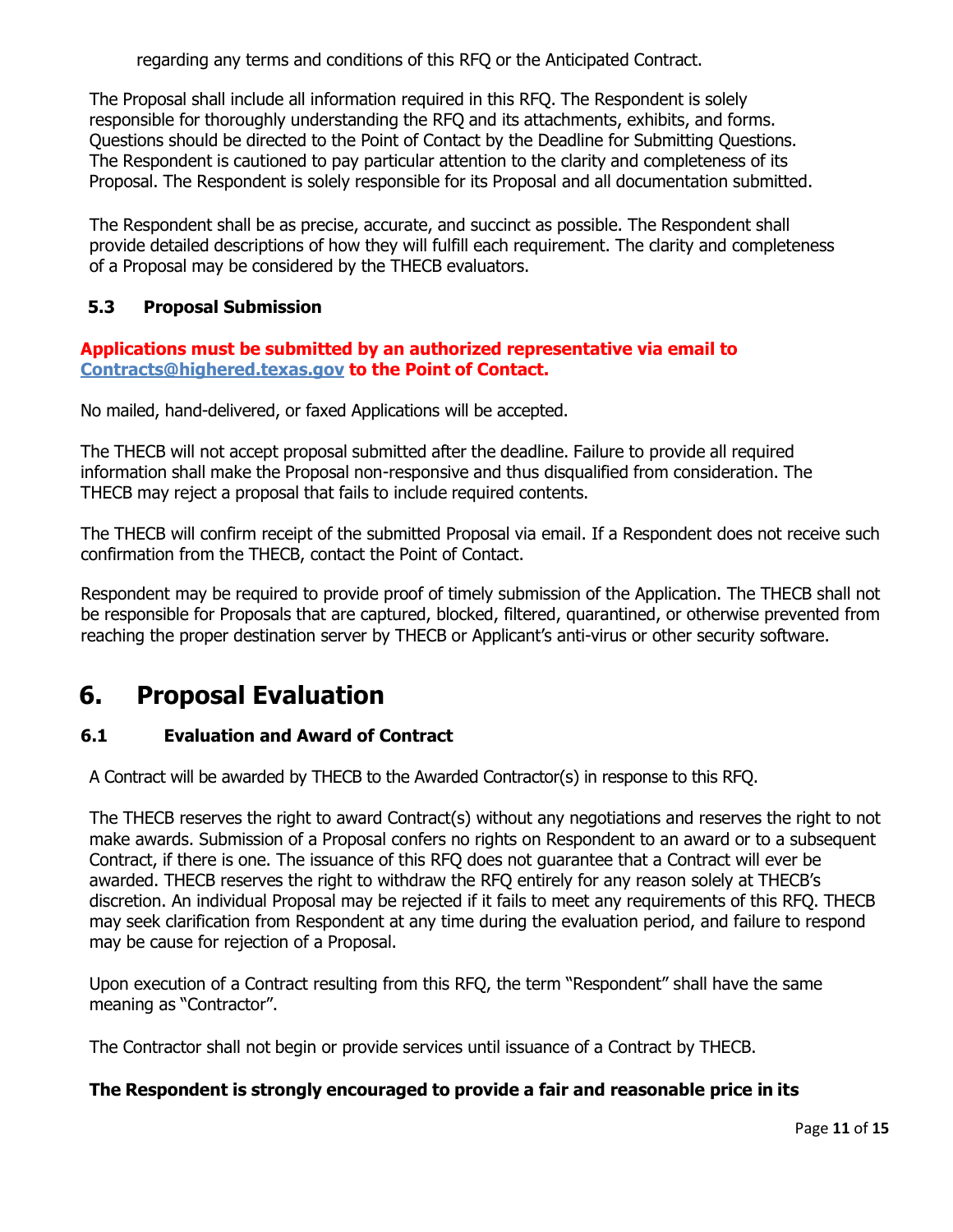regarding any terms and conditions of this RFQ or the Anticipated Contract.

The Proposal shall include all information required in this RFQ. The Respondent is solely responsible for thoroughly understanding the RFQ and its attachments, exhibits, and forms. Questions should be directed to the Point of Contact by the Deadline for Submitting Questions. The Respondent is cautioned to pay particular attention to the clarity and completeness of its Proposal. The Respondent is solely responsible for its Proposal and all documentation submitted.

The Respondent shall be as precise, accurate, and succinct as possible. The Respondent shall provide detailed descriptions of how they will fulfill each requirement. The clarity and completeness of a Proposal may be considered by the THECB evaluators.

### 5.3 Proposal Submission

**Applications must be submitted by an authorized representative via email to Contracts@highered.texas.gov to the Point of Contact.**

No mailed, hand-delivered, or faxed Applications will be accepted.

The THECB will not accept proposal submitted after the deadline. Failure to provide all required information shall make the Proposal non-responsive and thus disqualified from consideration. The THECB may reject a proposal that fails to include required contents.

The THECB will confirm receipt of the submitted Proposal via email. If a Respondent does not receive such confirmation from the THECB, contact the Point of Contact.

Respondent may be required to provide proof of timely submission of the Application. The THECB shall not be responsible for Proposals that are captured, blocked, filtered, quarantined, or otherwise prevented from reaching the proper destination server by THECB or Applicant's anti-virus or other security software.

## 6. Proposal Evaluation

### 6.1 Evaluation and Award of Contract

A Contract will be awarded by THECB to the Awarded Contractor(s) in response to this RFQ.

The THECB reserves the right to award Contract(s) without any negotiations and reserves the right to not make awards. Submission of a Proposal confers no rights on Respondent to an award or to a subsequent Contract, if there is one. The issuance of this RFQ does not guarantee that a Contract will ever be awarded. THECB reserves the right to withdraw the RFQ entirely for any reason solely at THECB's discretion. An individual Proposal may be rejected if it fails to meet any requirements of this RFQ. THECB may seek clarification from Respondent at any time during the evaluation period, and failure to respond may be cause for rejection of a Proposal.

Upon execution of a Contract resulting from this RFQ, the term "Respondent" shall have the same meaning as "Contractor".

The Contractor shall not begin or provide services until issuance of a Contract by THECB.

**The Respondent is strongly encouraged to provide a fair and reasonable price in its**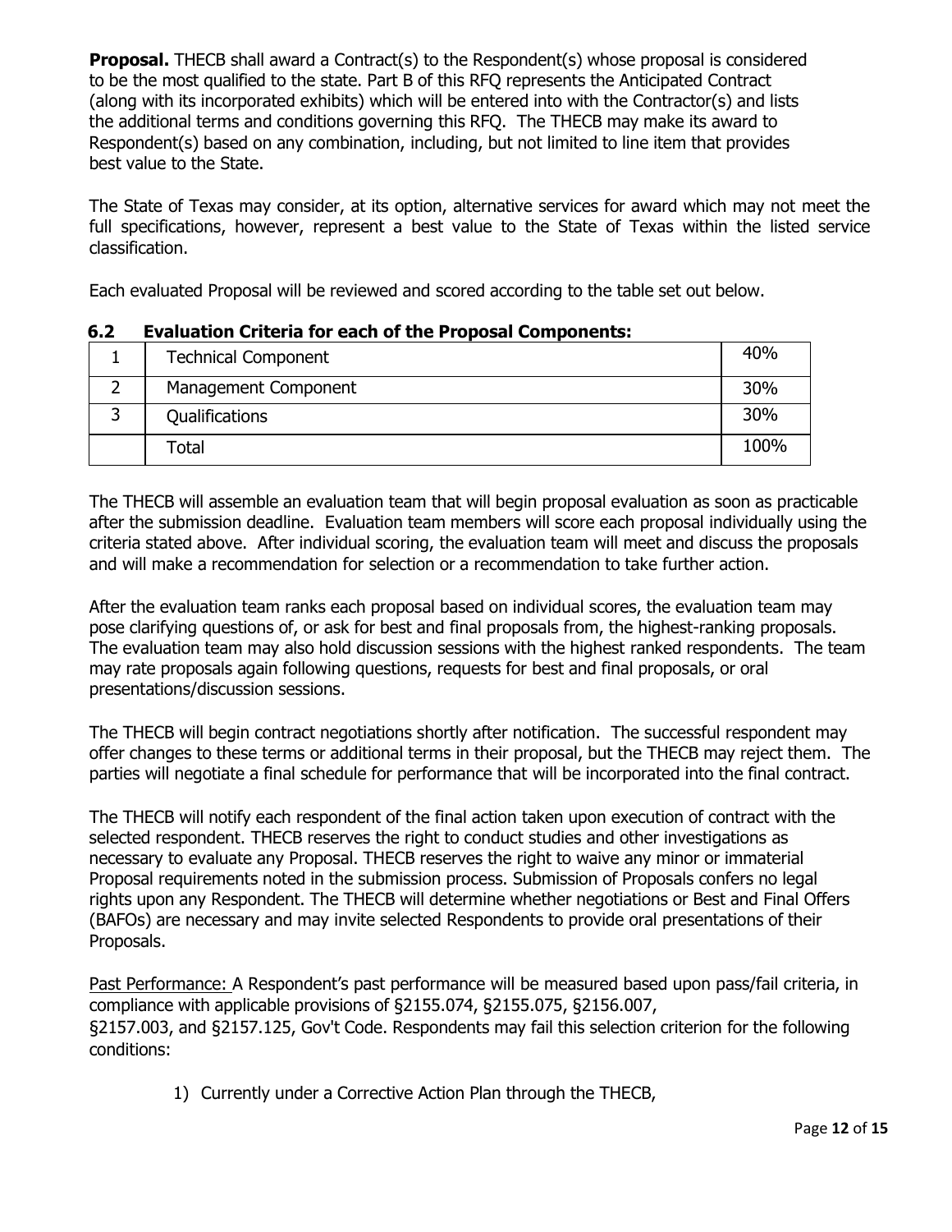**Proposal.** THECB shall award a Contract(s) to the Respondent(s) whose proposal is considered to be the most qualified to the state. Part B of this RFQ represents the Anticipated Contract (along with its incorporated exhibits) which will be entered into with the Contractor(s) and lists the additional terms and conditions governing this RFQ. The THECB may make its award to Respondent(s) based on any combination, including, but not limited to line item that provides best value to the State.

The State of Texas may consider, at its option, alternative services for award which may not meet the full specifications, however, represent a best value to the State of Texas within the listed service classification.

Each evaluated Proposal will be reviewed and scored according to the table set out below.

### 6.2 Evaluation Criteria for each of the Proposal Components:

| | | |
|---|---|---|
| 1 | Technical Component | 40% |
| 2 | Management Component | 30% |
| 3 | Qualifications | 30% |
| | Total | 100% |

The THECB will assemble an evaluation team that will begin proposal evaluation as soon as practicable after the submission deadline. Evaluation team members will score each proposal individually using the criteria stated above. After individual scoring, the evaluation team will meet and discuss the proposals and will make a recommendation for selection or a recommendation to take further action.

After the evaluation team ranks each proposal based on individual scores, the evaluation team may pose clarifying questions of, or ask for best and final proposals from, the highest-ranking proposals. The evaluation team may also hold discussion sessions with the highest ranked respondents. The team may rate proposals again following questions, requests for best and final proposals, or oral presentations/discussion sessions.

The THECB will begin contract negotiations shortly after notification. The successful respondent may offer changes to these terms or additional terms in their proposal, but the THECB may reject them. The parties will negotiate a final schedule for performance that will be incorporated into the final contract.

The THECB will notify each respondent of the final action taken upon execution of contract with the selected respondent. THECB reserves the right to conduct studies and other investigations as necessary to evaluate any Proposal. THECB reserves the right to waive any minor or immaterial Proposal requirements noted in the submission process. Submission of Proposals confers no legal rights upon any Respondent. The THECB will determine whether negotiations or Best and Final Offers (BAFOs) are necessary and may invite selected Respondents to provide oral presentations of their Proposals.

Past Performance: A Respondent's past performance will be measured based upon pass/fail criteria, in compliance with applicable provisions of §2155.074, §2155.075, §2156.007, §2157.003, and §2157.125, Gov't Code. Respondents may fail this selection criterion for the following conditions:

1) Currently under a Corrective Action Plan through the THECB,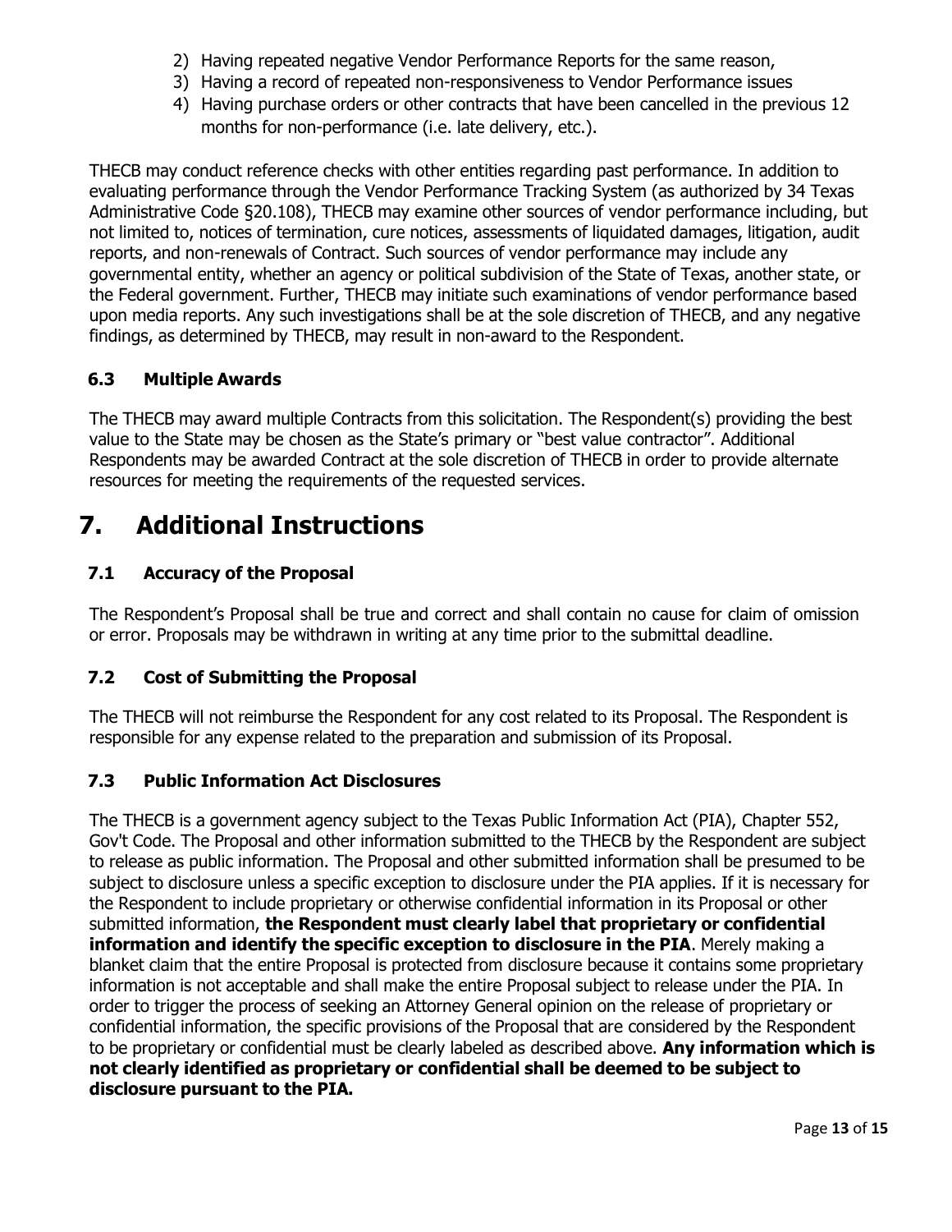2) Having repeated negative Vendor Performance Reports for the same reason,
3) Having a record of repeated non-responsiveness to Vendor Performance issues
4) Having purchase orders or other contracts that have been cancelled in the previous 12 months for non-performance (i.e. late delivery, etc.).

THECB may conduct reference checks with other entities regarding past performance. In addition to evaluating performance through the Vendor Performance Tracking System (as authorized by 34 Texas Administrative Code §20.108), THECB may examine other sources of vendor performance including, but not limited to, notices of termination, cure notices, assessments of liquidated damages, litigation, audit reports, and non-renewals of Contract. Such sources of vendor performance may include any governmental entity, whether an agency or political subdivision of the State of Texas, another state, or the Federal government. Further, THECB may initiate such examinations of vendor performance based upon media reports. Any such investigations shall be at the sole discretion of THECB, and any negative findings, as determined by THECB, may result in non-award to the Respondent.

### 6.3 Multiple Awards

The THECB may award multiple Contracts from this solicitation. The Respondent(s) providing the best value to the State may be chosen as the State's primary or "best value contractor". Additional Respondents may be awarded Contract at the sole discretion of THECB in order to provide alternate resources for meeting the requirements of the requested services.

## 7. Additional Instructions

### 7.1 Accuracy of the Proposal

The Respondent's Proposal shall be true and correct and shall contain no cause for claim of omission or error. Proposals may be withdrawn in writing at any time prior to the submittal deadline.

### 7.2 Cost of Submitting the Proposal

The THECB will not reimburse the Respondent for any cost related to its Proposal. The Respondent is responsible for any expense related to the preparation and submission of its Proposal.

### 7.3 Public Information Act Disclosures

The THECB is a government agency subject to the Texas Public Information Act (PIA), Chapter 552, Gov't Code. The Proposal and other information submitted to the THECB by the Respondent are subject to release as public information. The Proposal and other submitted information shall be presumed to be subject to disclosure unless a specific exception to disclosure under the PIA applies. If it is necessary for the Respondent to include proprietary or otherwise confidential information in its Proposal or other submitted information, **the Respondent must clearly label that proprietary or confidential information and identify the specific exception to disclosure in the PIA**. Merely making a blanket claim that the entire Proposal is protected from disclosure because it contains some proprietary information is not acceptable and shall make the entire Proposal subject to release under the PIA. In order to trigger the process of seeking an Attorney General opinion on the release of proprietary or confidential information, the specific provisions of the Proposal that are considered by the Respondent to be proprietary or confidential must be clearly labeled as described above. **Any information which is not clearly identified as proprietary or confidential shall be deemed to be subject to disclosure pursuant to the PIA.**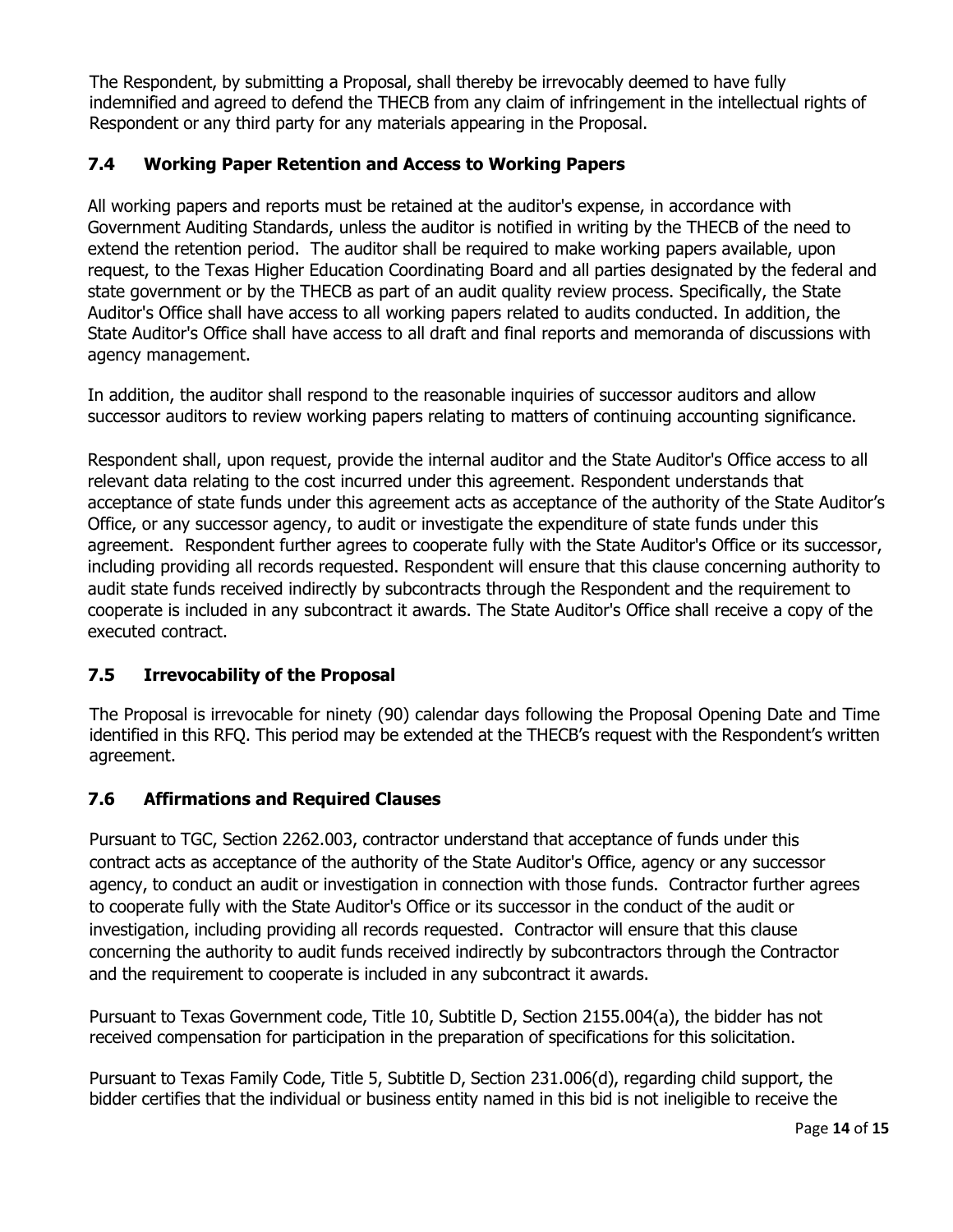The Respondent, by submitting a Proposal, shall thereby be irrevocably deemed to have fully indemnified and agreed to defend the THECB from any claim of infringement in the intellectual rights of Respondent or any third party for any materials appearing in the Proposal.

### 7.4 Working Paper Retention and Access to Working Papers

All working papers and reports must be retained at the auditor's expense, in accordance with Government Auditing Standards, unless the auditor is notified in writing by the THECB of the need to extend the retention period. The auditor shall be required to make working papers available, upon request, to the Texas Higher Education Coordinating Board and all parties designated by the federal and state government or by the THECB as part of an audit quality review process. Specifically, the State Auditor's Office shall have access to all working papers related to audits conducted. In addition, the State Auditor's Office shall have access to all draft and final reports and memoranda of discussions with agency management.

In addition, the auditor shall respond to the reasonable inquiries of successor auditors and allow successor auditors to review working papers relating to matters of continuing accounting significance.

Respondent shall, upon request, provide the internal auditor and the State Auditor's Office access to all relevant data relating to the cost incurred under this agreement. Respondent understands that acceptance of state funds under this agreement acts as acceptance of the authority of the State Auditor's Office, or any successor agency, to audit or investigate the expenditure of state funds under this agreement. Respondent further agrees to cooperate fully with the State Auditor's Office or its successor, including providing all records requested. Respondent will ensure that this clause concerning authority to audit state funds received indirectly by subcontracts through the Respondent and the requirement to cooperate is included in any subcontract it awards. The State Auditor's Office shall receive a copy of the executed contract.

### 7.5 Irrevocability of the Proposal

The Proposal is irrevocable for ninety (90) calendar days following the Proposal Opening Date and Time identified in this RFQ. This period may be extended at the THECB's request with the Respondent's written agreement.

### 7.6 Affirmations and Required Clauses

Pursuant to TGC, Section 2262.003, contractor understand that acceptance of funds under this contract acts as acceptance of the authority of the State Auditor's Office, agency or any successor agency, to conduct an audit or investigation in connection with those funds. Contractor further agrees to cooperate fully with the State Auditor's Office or its successor in the conduct of the audit or investigation, including providing all records requested. Contractor will ensure that this clause concerning the authority to audit funds received indirectly by subcontractors through the Contractor and the requirement to cooperate is included in any subcontract it awards.

Pursuant to Texas Government code, Title 10, Subtitle D, Section 2155.004(a), the bidder has not received compensation for participation in the preparation of specifications for this solicitation.

Pursuant to Texas Family Code, Title 5, Subtitle D, Section 231.006(d), regarding child support, the bidder certifies that the individual or business entity named in this bid is not ineligible to receive the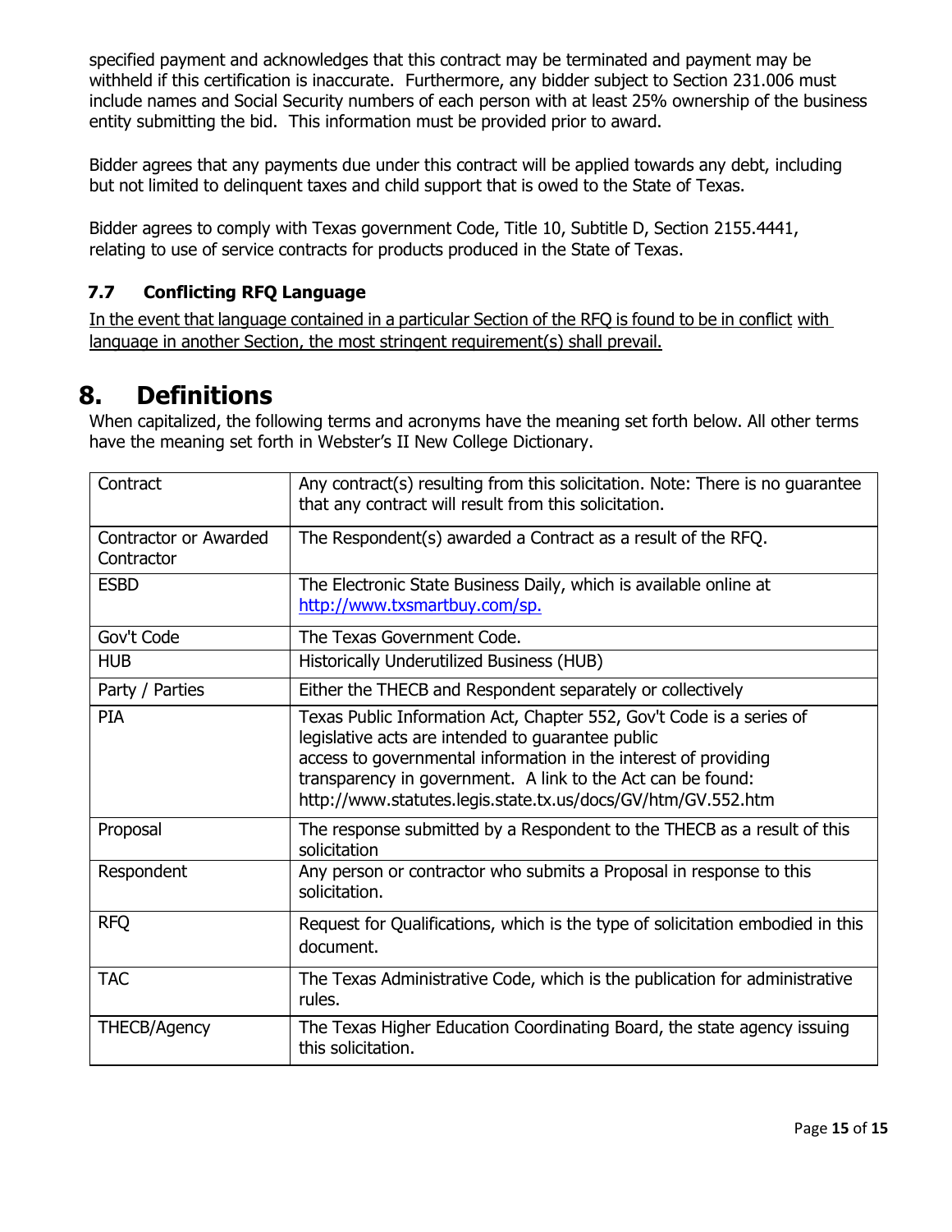specified payment and acknowledges that this contract may be terminated and payment may be withheld if this certification is inaccurate. Furthermore, any bidder subject to Section 231.006 must include names and Social Security numbers of each person with at least 25% ownership of the business entity submitting the bid. This information must be provided prior to award.

Bidder agrees that any payments due under this contract will be applied towards any debt, including but not limited to delinquent taxes and child support that is owed to the State of Texas.

Bidder agrees to comply with Texas government Code, Title 10, Subtitle D, Section 2155.4441, relating to use of service contracts for products produced in the State of Texas.

### 7.7 Conflicting RFQ Language

In the event that language contained in a particular Section of the RFQ is found to be in conflict with language in another Section, the most stringent requirement(s) shall prevail.

# 8. Definitions

When capitalized, the following terms and acronyms have the meaning set forth below. All other terms have the meaning set forth in Webster's II New College Dictionary.

| | |
|---|---|
| Contract | Any contract(s) resulting from this solicitation. Note: There is no guarantee that any contract will result from this solicitation. |
| Contractor or Awarded Contractor | The Respondent(s) awarded a Contract as a result of the RFQ. |
| ESBD | The Electronic State Business Daily, which is available online at http://www.txsmartbuy.com/sp. |
| Gov't Code | The Texas Government Code. |
| HUB | Historically Underutilized Business (HUB) |
| Party / Parties | Either the THECB and Respondent separately or collectively |
| PIA | Texas Public Information Act, Chapter 552, Gov't Code is a series of legislative acts are intended to guarantee public access to governmental information in the interest of providing transparency in government. A link to the Act can be found: http://www.statutes.legis.state.tx.us/docs/GV/htm/GV.552.htm |
| Proposal | The response submitted by a Respondent to the THECB as a result of this solicitation |
| Respondent | Any person or contractor who submits a Proposal in response to this solicitation. |
| RFQ | Request for Qualifications, which is the type of solicitation embodied in this document. |
| TAC | The Texas Administrative Code, which is the publication for administrative rules. |
| THECB/Agency | The Texas Higher Education Coordinating Board, the state agency issuing this solicitation. |